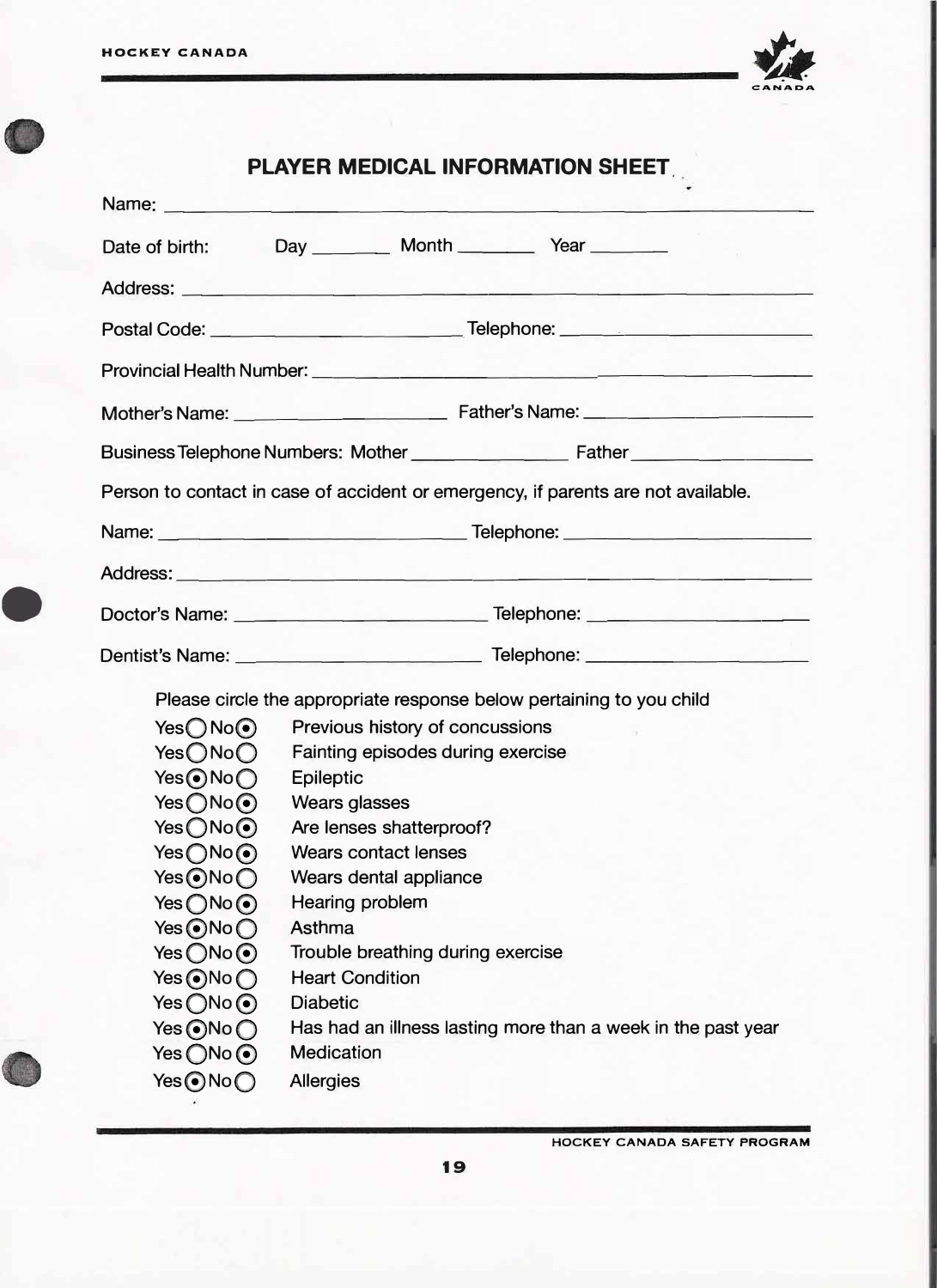## PLAYER MEDICAL INFORMATION SHEET

Name: ______________________________________________

Date of birth: Day ________ Month ________ Year ________

Address: ______________________________________________

Postal Code: ________________________ Telephone: ________________________

Provincial Health Number: ______________________________________________

Mother's Name: ____________________ Father's Name: ____________________

Business Telephone Numbers: Mother ______________ Father ______________

Person to contact in case of accident or emergency, if parents are not available.

Name: ____________________________ Telephone: ________________________

Address: ______________________________________________

Doctor's Name: ________________________ Telephone: ____________________

Dentist's Name: ________________________ Telephone: ____________________

Please circle the appropriate response below pertaining to you child

| Yes | No | |
|---|---|---|
| ○ | ◉ | Previous history of concussions |
| ○ | ○ | Fainting episodes during exercise |
| ◉ | ○ | Epileptic |
| ○ | ◉ | Wears glasses |
| ○ | ◉ | Are lenses shatterproof? |
| ○ | ◉ | Wears contact lenses |
| ◉ | ○ | Wears dental appliance |
| ○ | ◉ | Hearing problem |
| ◉ | ○ | Asthma |
| ○ | ◉ | Trouble breathing during exercise |
| ◉ | ○ | Heart Condition |
| ○ | ◉ | Diabetic |
| ◉ | ○ | Has had an illness lasting more than a week in the past year |
| ○ | ◉ | Medication |
| ◉ | ○ | Allergies |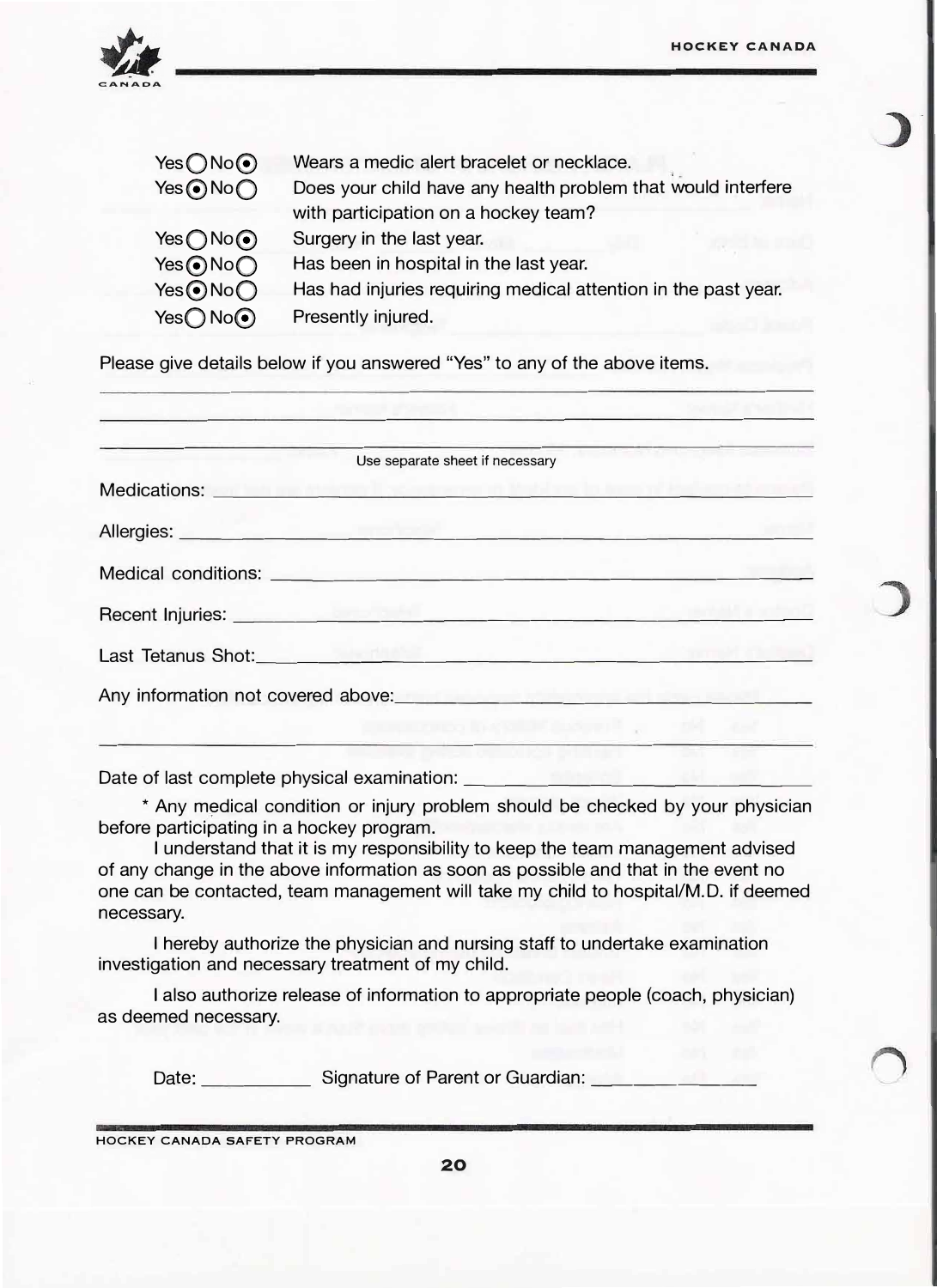| | |
|---|---|
| Yes ○ No ⦿ | Wears a medic alert bracelet or necklace. |
| Yes ⦿ No ○ | Does your child have any health problem that would interfere with participation on a hockey team? |
| Yes ○ No ⦿ | Surgery in the last year. |
| Yes ⦿ No ○ | Has been in hospital in the last year. |
| Yes ⦿ No ○ | Has had injuries requiring medical attention in the past year. |
| Yes ○ No ⦿ | Presently injured. |

Please give details below if you answered "Yes" to any of the above items.

_______________________________________________

_______________________________________________

_______________________________________________

Use separate sheet if necessary

Medications: _______________________________________________

Allergies: _______________________________________________

Medical conditions: _______________________________________________

Recent Injuries: _______________________________________________

Last Tetanus Shot: _______________________________________________

Any information not covered above: _______________________________________________

_______________________________________________

Date of last complete physical examination: _______________________________________________

\* Any medical condition or injury problem should be checked by your physician before participating in a hockey program.

I understand that it is my responsibility to keep the team management advised of any change in the above information as soon as possible and that in the event no one can be contacted, team management will take my child to hospital/M.D. if deemed necessary.

I hereby authorize the physician and nursing staff to undertake examination investigation and necessary treatment of my child.

I also authorize release of information to appropriate people (coach, physician) as deemed necessary.

Date: __________ Signature of Parent or Guardian: _______________